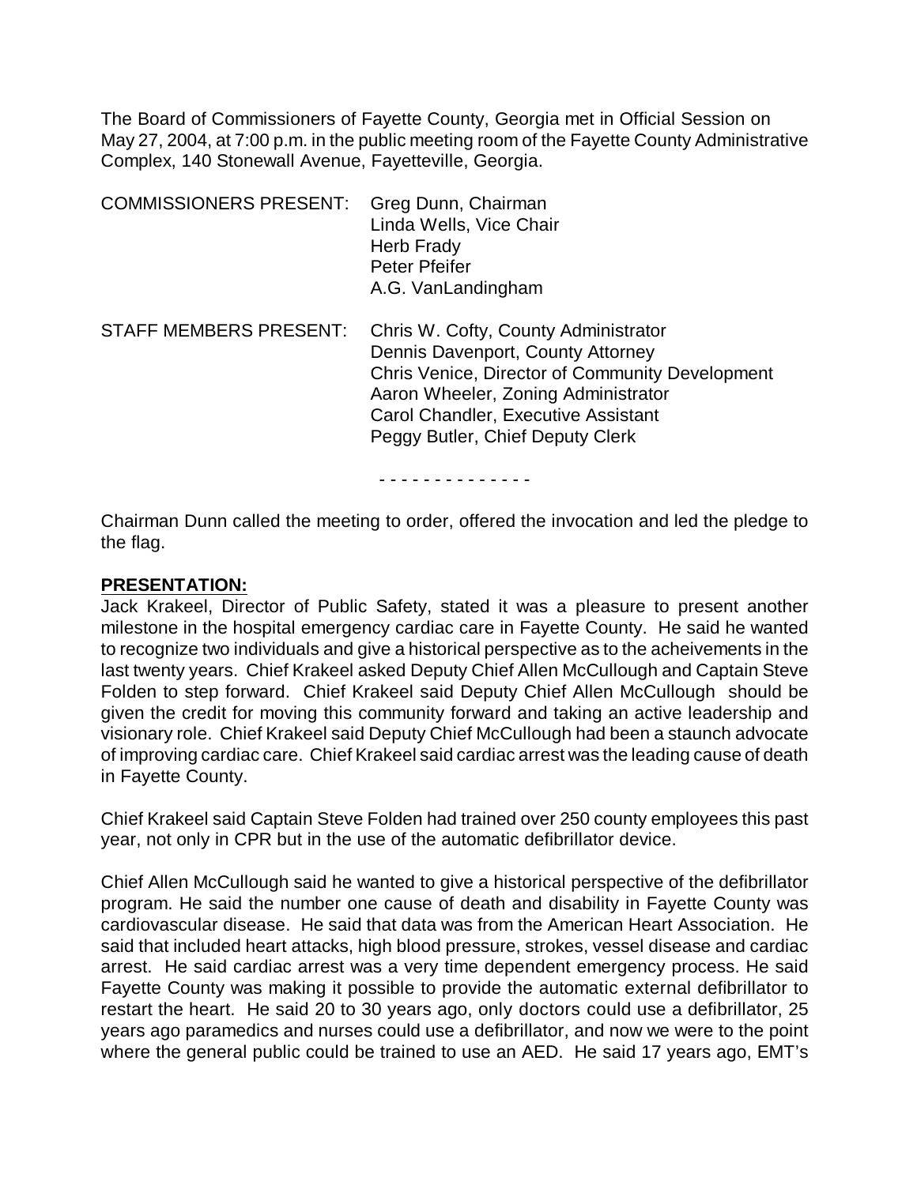The Board of Commissioners of Fayette County, Georgia met in Official Session on May 27, 2004, at 7:00 p.m. in the public meeting room of the Fayette County Administrative Complex, 140 Stonewall Avenue, Fayetteville, Georgia.

COMMISSIONERS PRESENT: Greg Dunn, Chairman
Linda Wells, Vice Chair
Herb Frady
Peter Pfeifer
A.G. VanLandingham

STAFF MEMBERS PRESENT: Chris W. Cofty, County Administrator
Dennis Davenport, County Attorney
Chris Venice, Director of Community Development
Aaron Wheeler, Zoning Administrator
Carol Chandler, Executive Assistant
Peggy Butler, Chief Deputy Clerk

- - - - - - - - - - - - - -

Chairman Dunn called the meeting to order, offered the invocation and led the pledge to the flag.

**PRESENTATION:**

Jack Krakeel, Director of Public Safety, stated it was a pleasure to present another milestone in the hospital emergency cardiac care in Fayette County. He said he wanted to recognize two individuals and give a historical perspective as to the acheivements in the last twenty years. Chief Krakeel asked Deputy Chief Allen McCullough and Captain Steve Folden to step forward. Chief Krakeel said Deputy Chief Allen McCullough should be given the credit for moving this community forward and taking an active leadership and visionary role. Chief Krakeel said Deputy Chief McCullough had been a staunch advocate of improving cardiac care. Chief Krakeel said cardiac arrest was the leading cause of death in Fayette County.

Chief Krakeel said Captain Steve Folden had trained over 250 county employees this past year, not only in CPR but in the use of the automatic defibrillator device.

Chief Allen McCullough said he wanted to give a historical perspective of the defibrillator program. He said the number one cause of death and disability in Fayette County was cardiovascular disease. He said that data was from the American Heart Association. He said that included heart attacks, high blood pressure, strokes, vessel disease and cardiac arrest. He said cardiac arrest was a very time dependent emergency process. He said Fayette County was making it possible to provide the automatic external defibrillator to restart the heart. He said 20 to 30 years ago, only doctors could use a defibrillator, 25 years ago paramedics and nurses could use a defibrillator, and now we were to the point where the general public could be trained to use an AED. He said 17 years ago, EMT's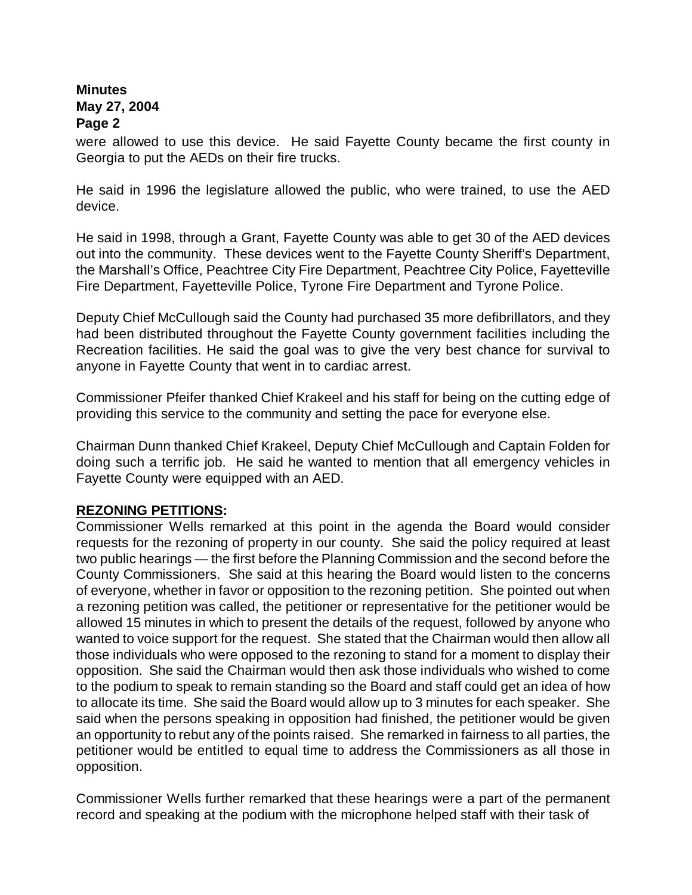were allowed to use this device. He said Fayette County became the first county in Georgia to put the AEDs on their fire trucks.

He said in 1996 the legislature allowed the public, who were trained, to use the AED device.

He said in 1998, through a Grant, Fayette County was able to get 30 of the AED devices out into the community. These devices went to the Fayette County Sheriff's Department, the Marshall's Office, Peachtree City Fire Department, Peachtree City Police, Fayetteville Fire Department, Fayetteville Police, Tyrone Fire Department and Tyrone Police.

Deputy Chief McCullough said the County had purchased 35 more defibrillators, and they had been distributed throughout the Fayette County government facilities including the Recreation facilities. He said the goal was to give the very best chance for survival to anyone in Fayette County that went in to cardiac arrest.

Commissioner Pfeifer thanked Chief Krakeel and his staff for being on the cutting edge of providing this service to the community and setting the pace for everyone else.

Chairman Dunn thanked Chief Krakeel, Deputy Chief McCullough and Captain Folden for doing such a terrific job. He said he wanted to mention that all emergency vehicles in Fayette County were equipped with an AED.

**REZONING PETITIONS:**

Commissioner Wells remarked at this point in the agenda the Board would consider requests for the rezoning of property in our county. She said the policy required at least two public hearings — the first before the Planning Commission and the second before the County Commissioners. She said at this hearing the Board would listen to the concerns of everyone, whether in favor or opposition to the rezoning petition. She pointed out when a rezoning petition was called, the petitioner or representative for the petitioner would be allowed 15 minutes in which to present the details of the request, followed by anyone who wanted to voice support for the request. She stated that the Chairman would then allow all those individuals who were opposed to the rezoning to stand for a moment to display their opposition. She said the Chairman would then ask those individuals who wished to come to the podium to speak to remain standing so the Board and staff could get an idea of how to allocate its time. She said the Board would allow up to 3 minutes for each speaker. She said when the persons speaking in opposition had finished, the petitioner would be given an opportunity to rebut any of the points raised. She remarked in fairness to all parties, the petitioner would be entitled to equal time to address the Commissioners as all those in opposition.

Commissioner Wells further remarked that these hearings were a part of the permanent record and speaking at the podium with the microphone helped staff with their task of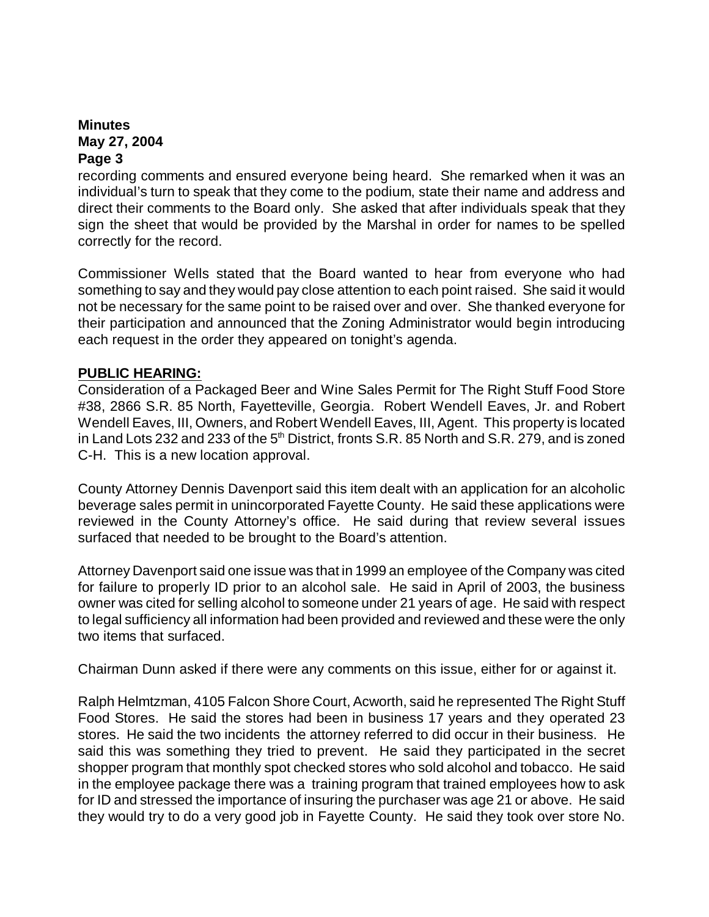recording comments and ensured everyone being heard. She remarked when it was an individual's turn to speak that they come to the podium, state their name and address and direct their comments to the Board only. She asked that after individuals speak that they sign the sheet that would be provided by the Marshal in order for names to be spelled correctly for the record.

Commissioner Wells stated that the Board wanted to hear from everyone who had something to say and they would pay close attention to each point raised. She said it would not be necessary for the same point to be raised over and over. She thanked everyone for their participation and announced that the Zoning Administrator would begin introducing each request in the order they appeared on tonight's agenda.

**PUBLIC HEARING:**

Consideration of a Packaged Beer and Wine Sales Permit for The Right Stuff Food Store #38, 2866 S.R. 85 North, Fayetteville, Georgia. Robert Wendell Eaves, Jr. and Robert Wendell Eaves, III, Owners, and Robert Wendell Eaves, III, Agent. This property is located in Land Lots 232 and 233 of the 5th District, fronts S.R. 85 North and S.R. 279, and is zoned C-H. This is a new location approval.

County Attorney Dennis Davenport said this item dealt with an application for an alcoholic beverage sales permit in unincorporated Fayette County. He said these applications were reviewed in the County Attorney's office. He said during that review several issues surfaced that needed to be brought to the Board's attention.

Attorney Davenport said one issue was that in 1999 an employee of the Company was cited for failure to properly ID prior to an alcohol sale. He said in April of 2003, the business owner was cited for selling alcohol to someone under 21 years of age. He said with respect to legal sufficiency all information had been provided and reviewed and these were the only two items that surfaced.

Chairman Dunn asked if there were any comments on this issue, either for or against it.

Ralph Helmtzman, 4105 Falcon Shore Court, Acworth, said he represented The Right Stuff Food Stores. He said the stores had been in business 17 years and they operated 23 stores. He said the two incidents the attorney referred to did occur in their business. He said this was something they tried to prevent. He said they participated in the secret shopper program that monthly spot checked stores who sold alcohol and tobacco. He said in the employee package there was a training program that trained employees how to ask for ID and stressed the importance of insuring the purchaser was age 21 or above. He said they would try to do a very good job in Fayette County. He said they took over store No.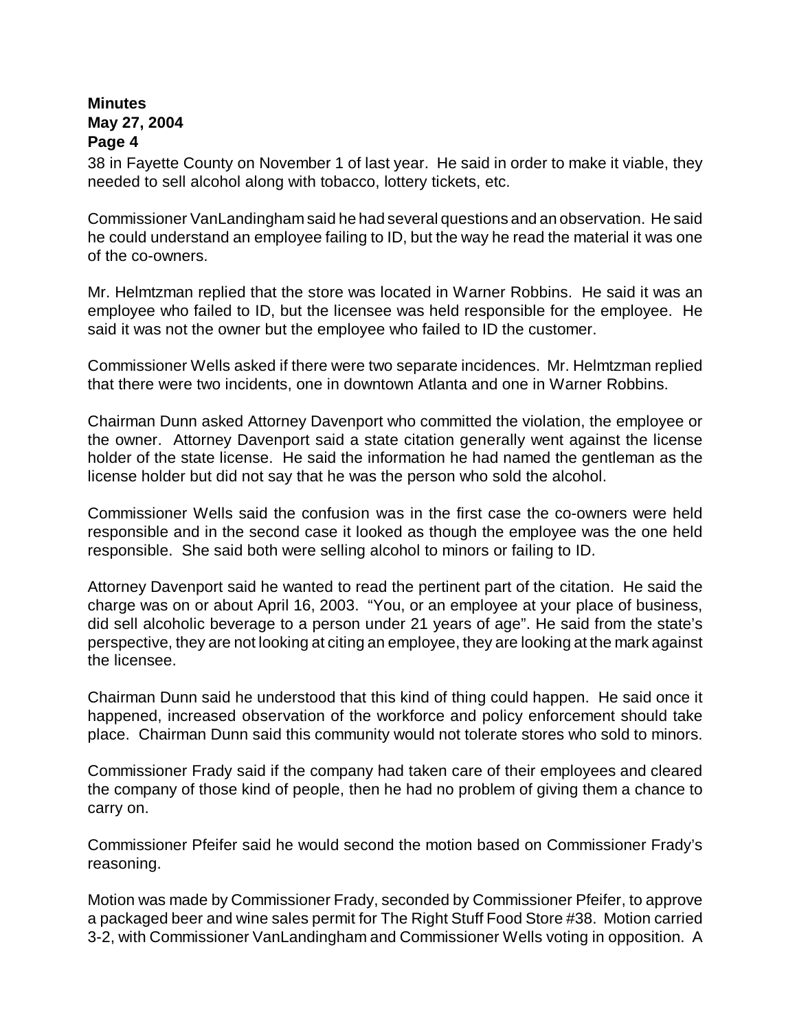38 in Fayette County on November 1 of last year. He said in order to make it viable, they needed to sell alcohol along with tobacco, lottery tickets, etc.

Commissioner VanLandingham said he had several questions and an observation. He said he could understand an employee failing to ID, but the way he read the material it was one of the co-owners.

Mr. Helmtzman replied that the store was located in Warner Robbins. He said it was an employee who failed to ID, but the licensee was held responsible for the employee. He said it was not the owner but the employee who failed to ID the customer.

Commissioner Wells asked if there were two separate incidences. Mr. Helmtzman replied that there were two incidents, one in downtown Atlanta and one in Warner Robbins.

Chairman Dunn asked Attorney Davenport who committed the violation, the employee or the owner. Attorney Davenport said a state citation generally went against the license holder of the state license. He said the information he had named the gentleman as the license holder but did not say that he was the person who sold the alcohol.

Commissioner Wells said the confusion was in the first case the co-owners were held responsible and in the second case it looked as though the employee was the one held responsible. She said both were selling alcohol to minors or failing to ID.

Attorney Davenport said he wanted to read the pertinent part of the citation. He said the charge was on or about April 16, 2003. "You, or an employee at your place of business, did sell alcoholic beverage to a person under 21 years of age". He said from the state's perspective, they are not looking at citing an employee, they are looking at the mark against the licensee.

Chairman Dunn said he understood that this kind of thing could happen. He said once it happened, increased observation of the workforce and policy enforcement should take place. Chairman Dunn said this community would not tolerate stores who sold to minors.

Commissioner Frady said if the company had taken care of their employees and cleared the company of those kind of people, then he had no problem of giving them a chance to carry on.

Commissioner Pfeifer said he would second the motion based on Commissioner Frady's reasoning.

Motion was made by Commissioner Frady, seconded by Commissioner Pfeifer, to approve a packaged beer and wine sales permit for The Right Stuff Food Store #38. Motion carried 3-2, with Commissioner VanLandingham and Commissioner Wells voting in opposition. A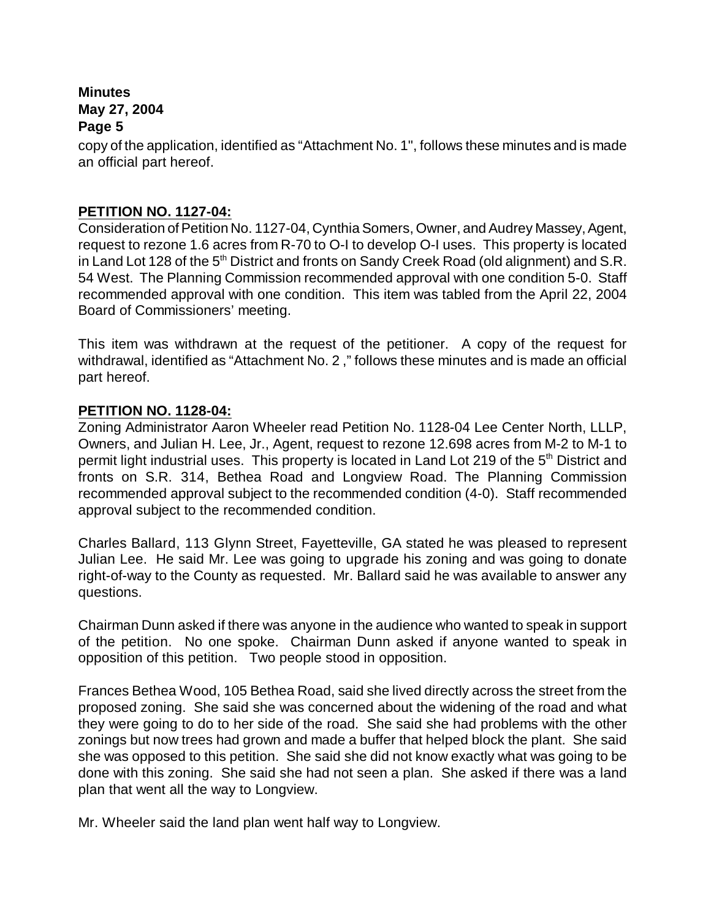copy of the application, identified as "Attachment No. 1", follows these minutes and is made an official part hereof.

**PETITION NO. 1127-04:**

Consideration of Petition No. 1127-04, Cynthia Somers, Owner, and Audrey Massey, Agent, request to rezone 1.6 acres from R-70 to O-I to develop O-I uses. This property is located in Land Lot 128 of the 5th District and fronts on Sandy Creek Road (old alignment) and S.R. 54 West. The Planning Commission recommended approval with one condition 5-0. Staff recommended approval with one condition. This item was tabled from the April 22, 2004 Board of Commissioners' meeting.

This item was withdrawn at the request of the petitioner. A copy of the request for withdrawal, identified as "Attachment No. 2 ," follows these minutes and is made an official part hereof.

**PETITION NO. 1128-04:**

Zoning Administrator Aaron Wheeler read Petition No. 1128-04 Lee Center North, LLLP, Owners, and Julian H. Lee, Jr., Agent, request to rezone 12.698 acres from M-2 to M-1 to permit light industrial uses. This property is located in Land Lot 219 of the 5th District and fronts on S.R. 314, Bethea Road and Longview Road. The Planning Commission recommended approval subject to the recommended condition (4-0). Staff recommended approval subject to the recommended condition.

Charles Ballard, 113 Glynn Street, Fayetteville, GA stated he was pleased to represent Julian Lee. He said Mr. Lee was going to upgrade his zoning and was going to donate right-of-way to the County as requested. Mr. Ballard said he was available to answer any questions.

Chairman Dunn asked if there was anyone in the audience who wanted to speak in support of the petition. No one spoke. Chairman Dunn asked if anyone wanted to speak in opposition of this petition. Two people stood in opposition.

Frances Bethea Wood, 105 Bethea Road, said she lived directly across the street from the proposed zoning. She said she was concerned about the widening of the road and what they were going to do to her side of the road. She said she had problems with the other zonings but now trees had grown and made a buffer that helped block the plant. She said she was opposed to this petition. She said she did not know exactly what was going to be done with this zoning. She said she had not seen a plan. She asked if there was a land plan that went all the way to Longview.

Mr. Wheeler said the land plan went half way to Longview.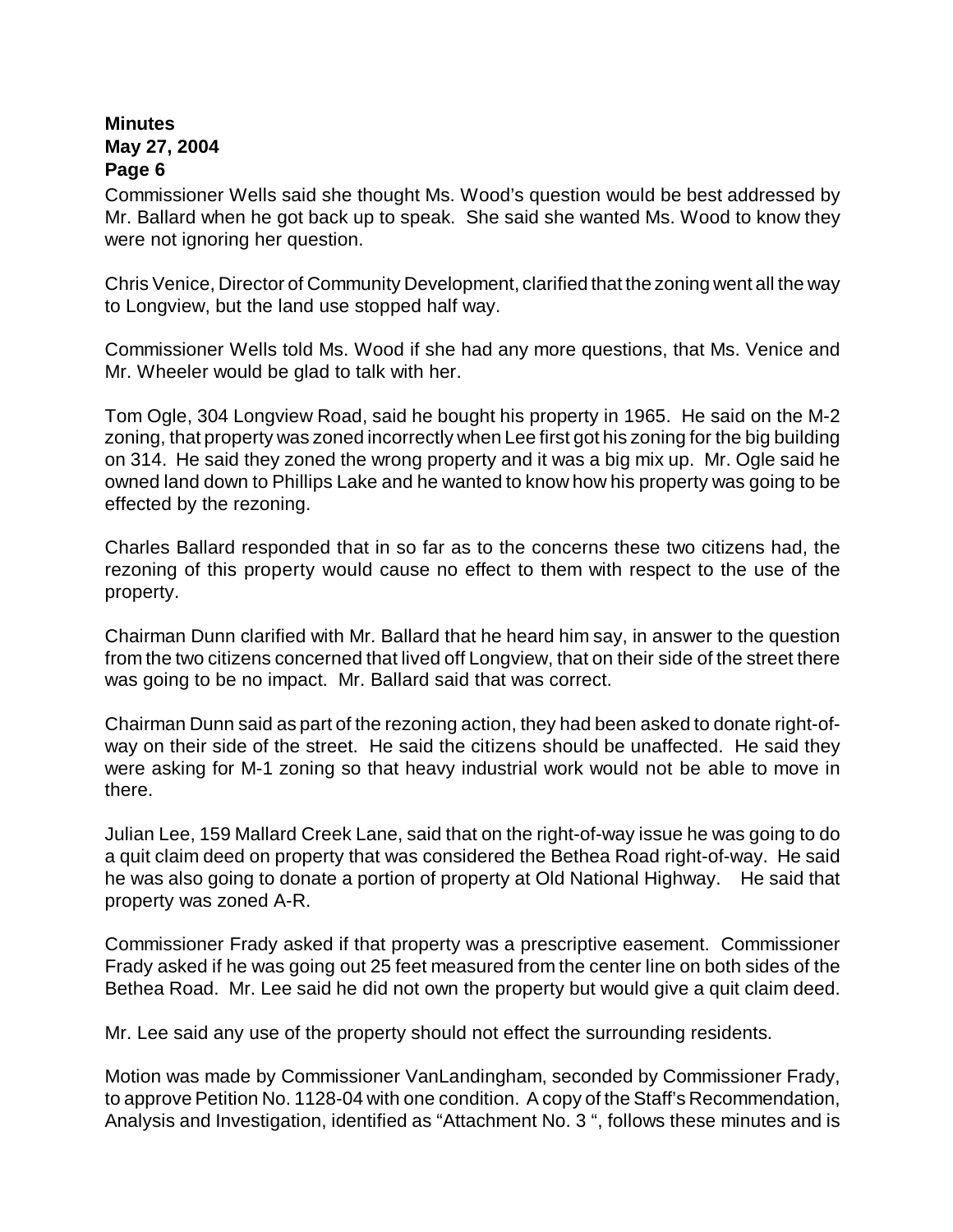Commissioner Wells said she thought Ms. Wood's question would be best addressed by Mr. Ballard when he got back up to speak. She said she wanted Ms. Wood to know they were not ignoring her question.

Chris Venice, Director of Community Development, clarified that the zoning went all the way to Longview, but the land use stopped half way.

Commissioner Wells told Ms. Wood if she had any more questions, that Ms. Venice and Mr. Wheeler would be glad to talk with her.

Tom Ogle, 304 Longview Road, said he bought his property in 1965. He said on the M-2 zoning, that property was zoned incorrectly when Lee first got his zoning for the big building on 314. He said they zoned the wrong property and it was a big mix up. Mr. Ogle said he owned land down to Phillips Lake and he wanted to know how his property was going to be effected by the rezoning.

Charles Ballard responded that in so far as to the concerns these two citizens had, the rezoning of this property would cause no effect to them with respect to the use of the property.

Chairman Dunn clarified with Mr. Ballard that he heard him say, in answer to the question from the two citizens concerned that lived off Longview, that on their side of the street there was going to be no impact. Mr. Ballard said that was correct.

Chairman Dunn said as part of the rezoning action, they had been asked to donate right-of-way on their side of the street. He said the citizens should be unaffected. He said they were asking for M-1 zoning so that heavy industrial work would not be able to move in there.

Julian Lee, 159 Mallard Creek Lane, said that on the right-of-way issue he was going to do a quit claim deed on property that was considered the Bethea Road right-of-way. He said he was also going to donate a portion of property at Old National Highway. He said that property was zoned A-R.

Commissioner Frady asked if that property was a prescriptive easement. Commissioner Frady asked if he was going out 25 feet measured from the center line on both sides of the Bethea Road. Mr. Lee said he did not own the property but would give a quit claim deed.

Mr. Lee said any use of the property should not effect the surrounding residents.

Motion was made by Commissioner VanLandingham, seconded by Commissioner Frady, to approve Petition No. 1128-04 with one condition. A copy of the Staff's Recommendation, Analysis and Investigation, identified as "Attachment No. 3 ", follows these minutes and is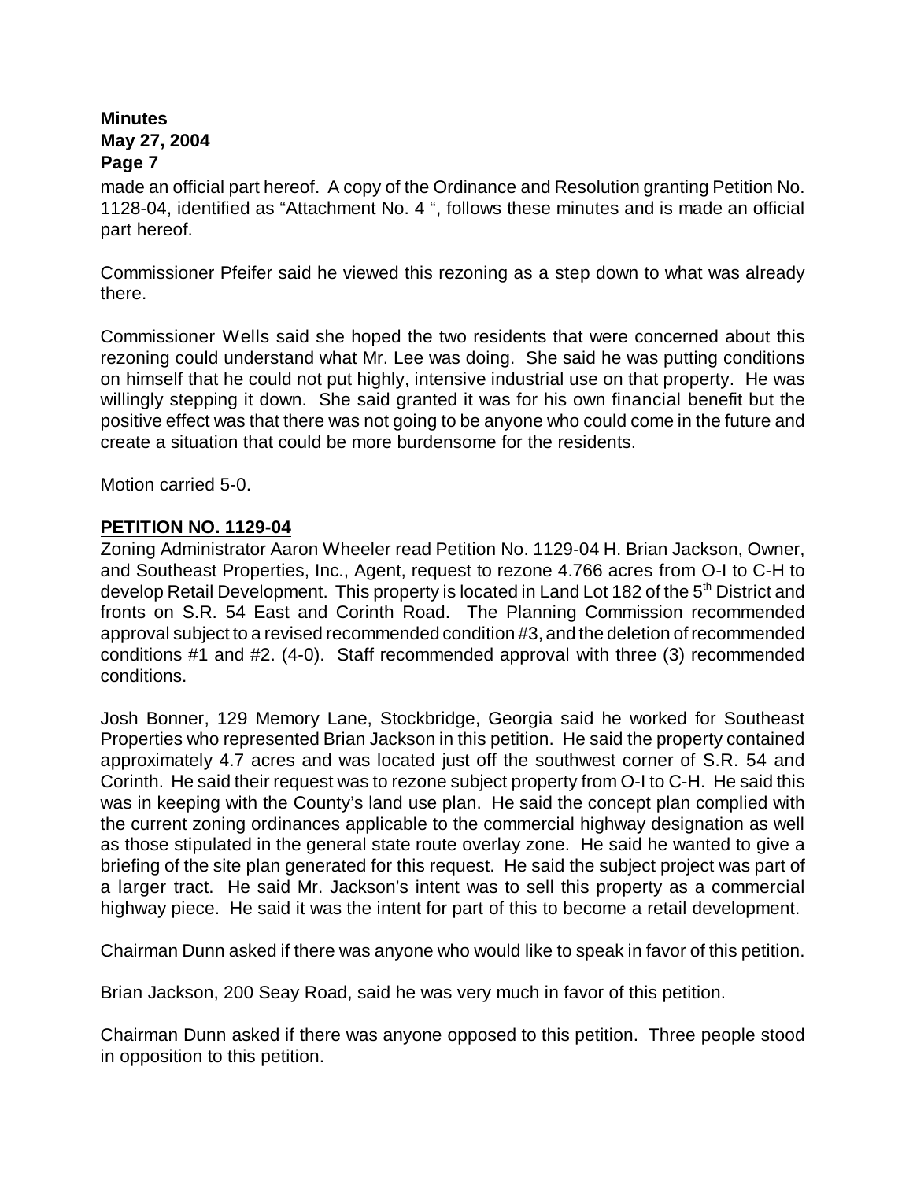made an official part hereof. A copy of the Ordinance and Resolution granting Petition No. 1128-04, identified as "Attachment No. 4 ", follows these minutes and is made an official part hereof.

Commissioner Pfeifer said he viewed this rezoning as a step down to what was already there.

Commissioner Wells said she hoped the two residents that were concerned about this rezoning could understand what Mr. Lee was doing. She said he was putting conditions on himself that he could not put highly, intensive industrial use on that property. He was willingly stepping it down. She said granted it was for his own financial benefit but the positive effect was that there was not going to be anyone who could come in the future and create a situation that could be more burdensome for the residents.

Motion carried 5-0.

**PETITION NO. 1129-04**

Zoning Administrator Aaron Wheeler read Petition No. 1129-04 H. Brian Jackson, Owner, and Southeast Properties, Inc., Agent, request to rezone 4.766 acres from O-I to C-H to develop Retail Development. This property is located in Land Lot 182 of the 5th District and fronts on S.R. 54 East and Corinth Road. The Planning Commission recommended approval subject to a revised recommended condition #3, and the deletion of recommended conditions #1 and #2. (4-0). Staff recommended approval with three (3) recommended conditions.

Josh Bonner, 129 Memory Lane, Stockbridge, Georgia said he worked for Southeast Properties who represented Brian Jackson in this petition. He said the property contained approximately 4.7 acres and was located just off the southwest corner of S.R. 54 and Corinth. He said their request was to rezone subject property from O-I to C-H. He said this was in keeping with the County's land use plan. He said the concept plan complied with the current zoning ordinances applicable to the commercial highway designation as well as those stipulated in the general state route overlay zone. He said he wanted to give a briefing of the site plan generated for this request. He said the subject project was part of a larger tract. He said Mr. Jackson's intent was to sell this property as a commercial highway piece. He said it was the intent for part of this to become a retail development.

Chairman Dunn asked if there was anyone who would like to speak in favor of this petition.

Brian Jackson, 200 Seay Road, said he was very much in favor of this petition.

Chairman Dunn asked if there was anyone opposed to this petition. Three people stood in opposition to this petition.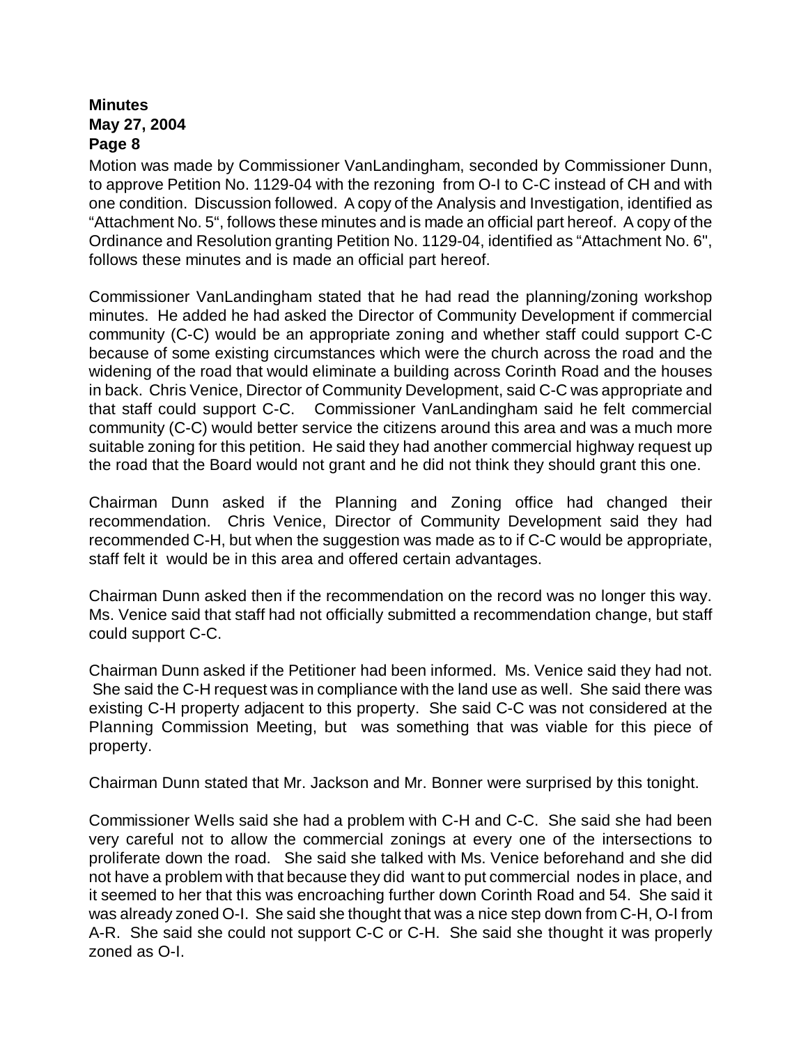Motion was made by Commissioner VanLandingham, seconded by Commissioner Dunn, to approve Petition No. 1129-04 with the rezoning from O-I to C-C instead of CH and with one condition. Discussion followed. A copy of the Analysis and Investigation, identified as "Attachment No. 5", follows these minutes and is made an official part hereof. A copy of the Ordinance and Resolution granting Petition No. 1129-04, identified as "Attachment No. 6", follows these minutes and is made an official part hereof.

Commissioner VanLandingham stated that he had read the planning/zoning workshop minutes. He added he had asked the Director of Community Development if commercial community (C-C) would be an appropriate zoning and whether staff could support C-C because of some existing circumstances which were the church across the road and the widening of the road that would eliminate a building across Corinth Road and the houses in back. Chris Venice, Director of Community Development, said C-C was appropriate and that staff could support C-C. Commissioner VanLandingham said he felt commercial community (C-C) would better service the citizens around this area and was a much more suitable zoning for this petition. He said they had another commercial highway request up the road that the Board would not grant and he did not think they should grant this one.

Chairman Dunn asked if the Planning and Zoning office had changed their recommendation. Chris Venice, Director of Community Development said they had recommended C-H, but when the suggestion was made as to if C-C would be appropriate, staff felt it would be in this area and offered certain advantages.

Chairman Dunn asked then if the recommendation on the record was no longer this way. Ms. Venice said that staff had not officially submitted a recommendation change, but staff could support C-C.

Chairman Dunn asked if the Petitioner had been informed. Ms. Venice said they had not. She said the C-H request was in compliance with the land use as well. She said there was existing C-H property adjacent to this property. She said C-C was not considered at the Planning Commission Meeting, but was something that was viable for this piece of property.

Chairman Dunn stated that Mr. Jackson and Mr. Bonner were surprised by this tonight.

Commissioner Wells said she had a problem with C-H and C-C. She said she had been very careful not to allow the commercial zonings at every one of the intersections to proliferate down the road. She said she talked with Ms. Venice beforehand and she did not have a problem with that because they did want to put commercial nodes in place, and it seemed to her that this was encroaching further down Corinth Road and 54. She said it was already zoned O-I. She said she thought that was a nice step down from C-H, O-I from A-R. She said she could not support C-C or C-H. She said she thought it was properly zoned as O-I.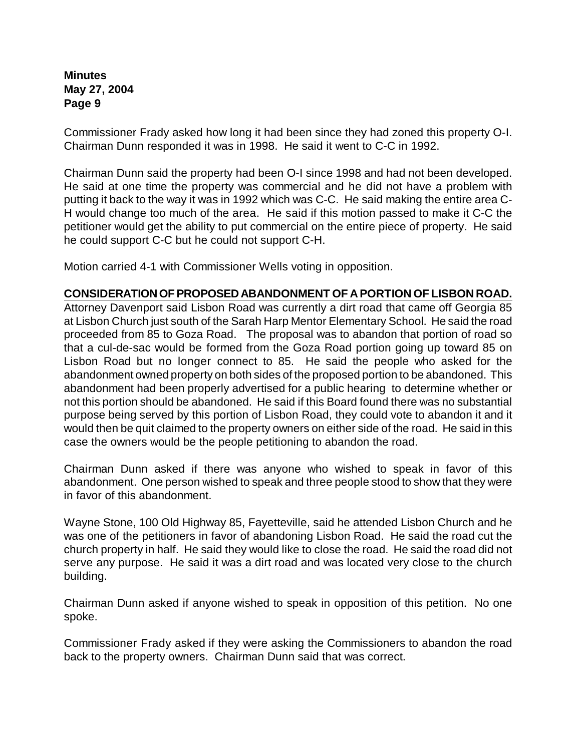Commissioner Frady asked how long it had been since they had zoned this property O-I. Chairman Dunn responded it was in 1998. He said it went to C-C in 1992.

Chairman Dunn said the property had been O-I since 1998 and had not been developed. He said at one time the property was commercial and he did not have a problem with putting it back to the way it was in 1992 which was C-C. He said making the entire area C-H would change too much of the area. He said if this motion passed to make it C-C the petitioner would get the ability to put commercial on the entire piece of property. He said he could support C-C but he could not support C-H.

Motion carried 4-1 with Commissioner Wells voting in opposition.

**CONSIDERATION OF PROPOSED ABANDONMENT OF A PORTION OF LISBON ROAD.**

Attorney Davenport said Lisbon Road was currently a dirt road that came off Georgia 85 at Lisbon Church just south of the Sarah Harp Mentor Elementary School. He said the road proceeded from 85 to Goza Road. The proposal was to abandon that portion of road so that a cul-de-sac would be formed from the Goza Road portion going up toward 85 on Lisbon Road but no longer connect to 85. He said the people who asked for the abandonment owned property on both sides of the proposed portion to be abandoned. This abandonment had been properly advertised for a public hearing to determine whether or not this portion should be abandoned. He said if this Board found there was no substantial purpose being served by this portion of Lisbon Road, they could vote to abandon it and it would then be quit claimed to the property owners on either side of the road. He said in this case the owners would be the people petitioning to abandon the road.

Chairman Dunn asked if there was anyone who wished to speak in favor of this abandonment. One person wished to speak and three people stood to show that they were in favor of this abandonment.

Wayne Stone, 100 Old Highway 85, Fayetteville, said he attended Lisbon Church and he was one of the petitioners in favor of abandoning Lisbon Road. He said the road cut the church property in half. He said they would like to close the road. He said the road did not serve any purpose. He said it was a dirt road and was located very close to the church building.

Chairman Dunn asked if anyone wished to speak in opposition of this petition. No one spoke.

Commissioner Frady asked if they were asking the Commissioners to abandon the road back to the property owners. Chairman Dunn said that was correct.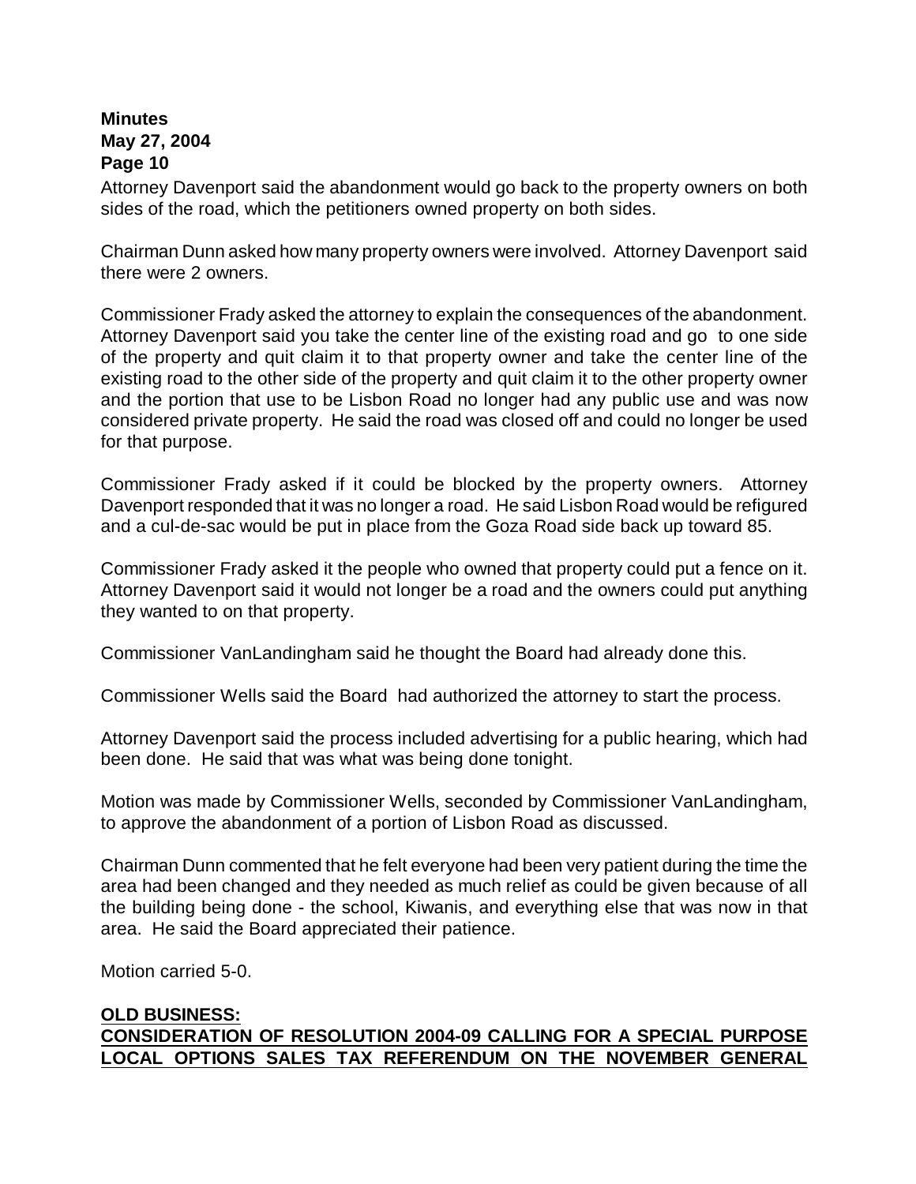Attorney Davenport said the abandonment would go back to the property owners on both sides of the road, which the petitioners owned property on both sides.

Chairman Dunn asked how many property owners were involved. Attorney Davenport said there were 2 owners.

Commissioner Frady asked the attorney to explain the consequences of the abandonment. Attorney Davenport said you take the center line of the existing road and go to one side of the property and quit claim it to that property owner and take the center line of the existing road to the other side of the property and quit claim it to the other property owner and the portion that use to be Lisbon Road no longer had any public use and was now considered private property. He said the road was closed off and could no longer be used for that purpose.

Commissioner Frady asked if it could be blocked by the property owners. Attorney Davenport responded that it was no longer a road. He said Lisbon Road would be refigured and a cul-de-sac would be put in place from the Goza Road side back up toward 85.

Commissioner Frady asked it the people who owned that property could put a fence on it. Attorney Davenport said it would not longer be a road and the owners could put anything they wanted to on that property.

Commissioner VanLandingham said he thought the Board had already done this.

Commissioner Wells said the Board had authorized the attorney to start the process.

Attorney Davenport said the process included advertising for a public hearing, which had been done. He said that was what was being done tonight.

Motion was made by Commissioner Wells, seconded by Commissioner VanLandingham, to approve the abandonment of a portion of Lisbon Road as discussed.

Chairman Dunn commented that he felt everyone had been very patient during the time the area had been changed and they needed as much relief as could be given because of all the building being done - the school, Kiwanis, and everything else that was now in that area. He said the Board appreciated their patience.

Motion carried 5-0.

**OLD BUSINESS:**

**CONSIDERATION OF RESOLUTION 2004-09 CALLING FOR A SPECIAL PURPOSE LOCAL OPTIONS SALES TAX REFERENDUM ON THE NOVEMBER GENERAL**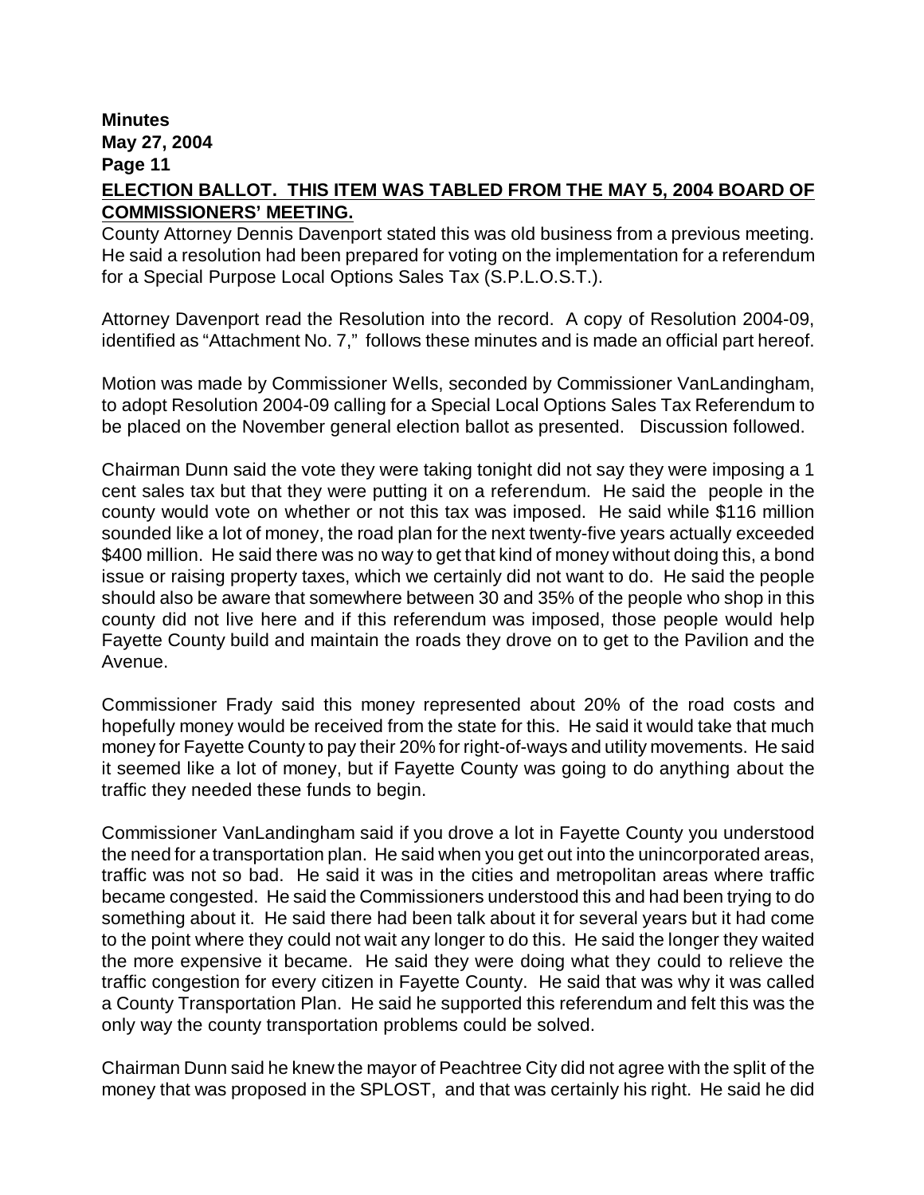**ELECTION BALLOT. THIS ITEM WAS TABLED FROM THE MAY 5, 2004 BOARD OF COMMISSIONERS' MEETING.**

County Attorney Dennis Davenport stated this was old business from a previous meeting. He said a resolution had been prepared for voting on the implementation for a referendum for a Special Purpose Local Options Sales Tax (S.P.L.O.S.T.).

Attorney Davenport read the Resolution into the record. A copy of Resolution 2004-09, identified as "Attachment No. 7," follows these minutes and is made an official part hereof.

Motion was made by Commissioner Wells, seconded by Commissioner VanLandingham, to adopt Resolution 2004-09 calling for a Special Local Options Sales Tax Referendum to be placed on the November general election ballot as presented. Discussion followed.

Chairman Dunn said the vote they were taking tonight did not say they were imposing a 1 cent sales tax but that they were putting it on a referendum. He said the people in the county would vote on whether or not this tax was imposed. He said while $116 million sounded like a lot of money, the road plan for the next twenty-five years actually exceeded $400 million. He said there was no way to get that kind of money without doing this, a bond issue or raising property taxes, which we certainly did not want to do. He said the people should also be aware that somewhere between 30 and 35% of the people who shop in this county did not live here and if this referendum was imposed, those people would help Fayette County build and maintain the roads they drove on to get to the Pavilion and the Avenue.

Commissioner Frady said this money represented about 20% of the road costs and hopefully money would be received from the state for this. He said it would take that much money for Fayette County to pay their 20% for right-of-ways and utility movements. He said it seemed like a lot of money, but if Fayette County was going to do anything about the traffic they needed these funds to begin.

Commissioner VanLandingham said if you drove a lot in Fayette County you understood the need for a transportation plan. He said when you get out into the unincorporated areas, traffic was not so bad. He said it was in the cities and metropolitan areas where traffic became congested. He said the Commissioners understood this and had been trying to do something about it. He said there had been talk about it for several years but it had come to the point where they could not wait any longer to do this. He said the longer they waited the more expensive it became. He said they were doing what they could to relieve the traffic congestion for every citizen in Fayette County. He said that was why it was called a County Transportation Plan. He said he supported this referendum and felt this was the only way the county transportation problems could be solved.

Chairman Dunn said he knew the mayor of Peachtree City did not agree with the split of the money that was proposed in the SPLOST, and that was certainly his right. He said he did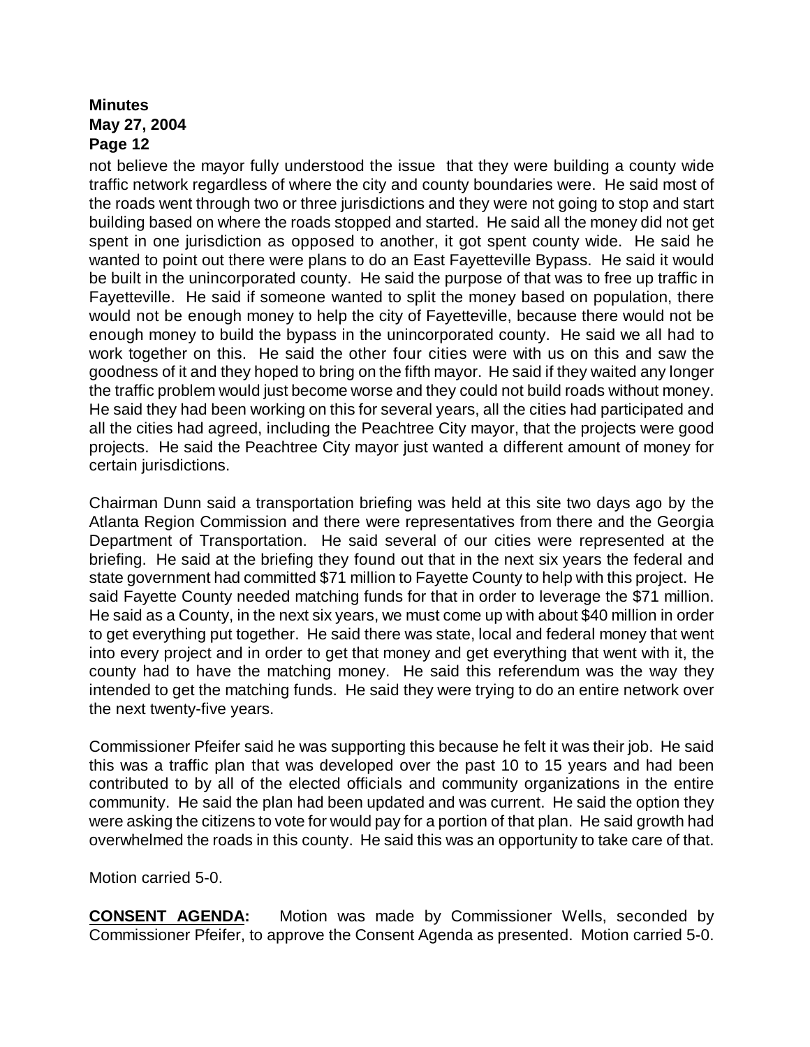not believe the mayor fully understood the issue that they were building a county wide traffic network regardless of where the city and county boundaries were. He said most of the roads went through two or three jurisdictions and they were not going to stop and start building based on where the roads stopped and started. He said all the money did not get spent in one jurisdiction as opposed to another, it got spent county wide. He said he wanted to point out there were plans to do an East Fayetteville Bypass. He said it would be built in the unincorporated county. He said the purpose of that was to free up traffic in Fayetteville. He said if someone wanted to split the money based on population, there would not be enough money to help the city of Fayetteville, because there would not be enough money to build the bypass in the unincorporated county. He said we all had to work together on this. He said the other four cities were with us on this and saw the goodness of it and they hoped to bring on the fifth mayor. He said if they waited any longer the traffic problem would just become worse and they could not build roads without money. He said they had been working on this for several years, all the cities had participated and all the cities had agreed, including the Peachtree City mayor, that the projects were good projects. He said the Peachtree City mayor just wanted a different amount of money for certain jurisdictions.

Chairman Dunn said a transportation briefing was held at this site two days ago by the Atlanta Region Commission and there were representatives from there and the Georgia Department of Transportation. He said several of our cities were represented at the briefing. He said at the briefing they found out that in the next six years the federal and state government had committed $71 million to Fayette County to help with this project. He said Fayette County needed matching funds for that in order to leverage the $71 million. He said as a County, in the next six years, we must come up with about $40 million in order to get everything put together. He said there was state, local and federal money that went into every project and in order to get that money and get everything that went with it, the county had to have the matching money. He said this referendum was the way they intended to get the matching funds. He said they were trying to do an entire network over the next twenty-five years.

Commissioner Pfeifer said he was supporting this because he felt it was their job. He said this was a traffic plan that was developed over the past 10 to 15 years and had been contributed to by all of the elected officials and community organizations in the entire community. He said the plan had been updated and was current. He said the option they were asking the citizens to vote for would pay for a portion of that plan. He said growth had overwhelmed the roads in this county. He said this was an opportunity to take care of that.

Motion carried 5-0.

**CONSENT AGENDA:** Motion was made by Commissioner Wells, seconded by Commissioner Pfeifer, to approve the Consent Agenda as presented. Motion carried 5-0.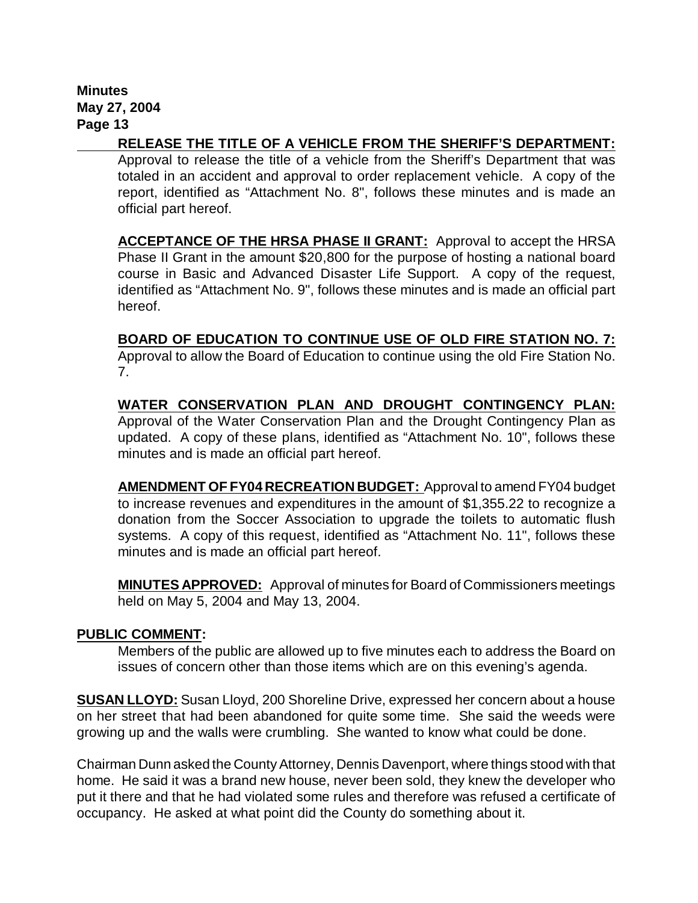**RELEASE THE TITLE OF A VEHICLE FROM THE SHERIFF'S DEPARTMENT:** Approval to release the title of a vehicle from the Sheriff's Department that was totaled in an accident and approval to order replacement vehicle. A copy of the report, identified as "Attachment No. 8", follows these minutes and is made an official part hereof.

**ACCEPTANCE OF THE HRSA PHASE II GRANT:** Approval to accept the HRSA Phase II Grant in the amount $20,800 for the purpose of hosting a national board course in Basic and Advanced Disaster Life Support. A copy of the request, identified as "Attachment No. 9", follows these minutes and is made an official part hereof.

**BOARD OF EDUCATION TO CONTINUE USE OF OLD FIRE STATION NO. 7:** Approval to allow the Board of Education to continue using the old Fire Station No. 7.

**WATER CONSERVATION PLAN AND DROUGHT CONTINGENCY PLAN:** Approval of the Water Conservation Plan and the Drought Contingency Plan as updated. A copy of these plans, identified as "Attachment No. 10", follows these minutes and is made an official part hereof.

**AMENDMENT OF FY04 RECREATION BUDGET:** Approval to amend FY04 budget to increase revenues and expenditures in the amount of $1,355.22 to recognize a donation from the Soccer Association to upgrade the toilets to automatic flush systems. A copy of this request, identified as "Attachment No. 11", follows these minutes and is made an official part hereof.

**MINUTES APPROVED:** Approval of minutes for Board of Commissioners meetings held on May 5, 2004 and May 13, 2004.

## PUBLIC COMMENT:

Members of the public are allowed up to five minutes each to address the Board on issues of concern other than those items which are on this evening's agenda.

**SUSAN LLOYD:** Susan Lloyd, 200 Shoreline Drive, expressed her concern about a house on her street that had been abandoned for quite some time. She said the weeds were growing up and the walls were crumbling. She wanted to know what could be done.

Chairman Dunn asked the County Attorney, Dennis Davenport, where things stood with that home. He said it was a brand new house, never been sold, they knew the developer who put it there and that he had violated some rules and therefore was refused a certificate of occupancy. He asked at what point did the County do something about it.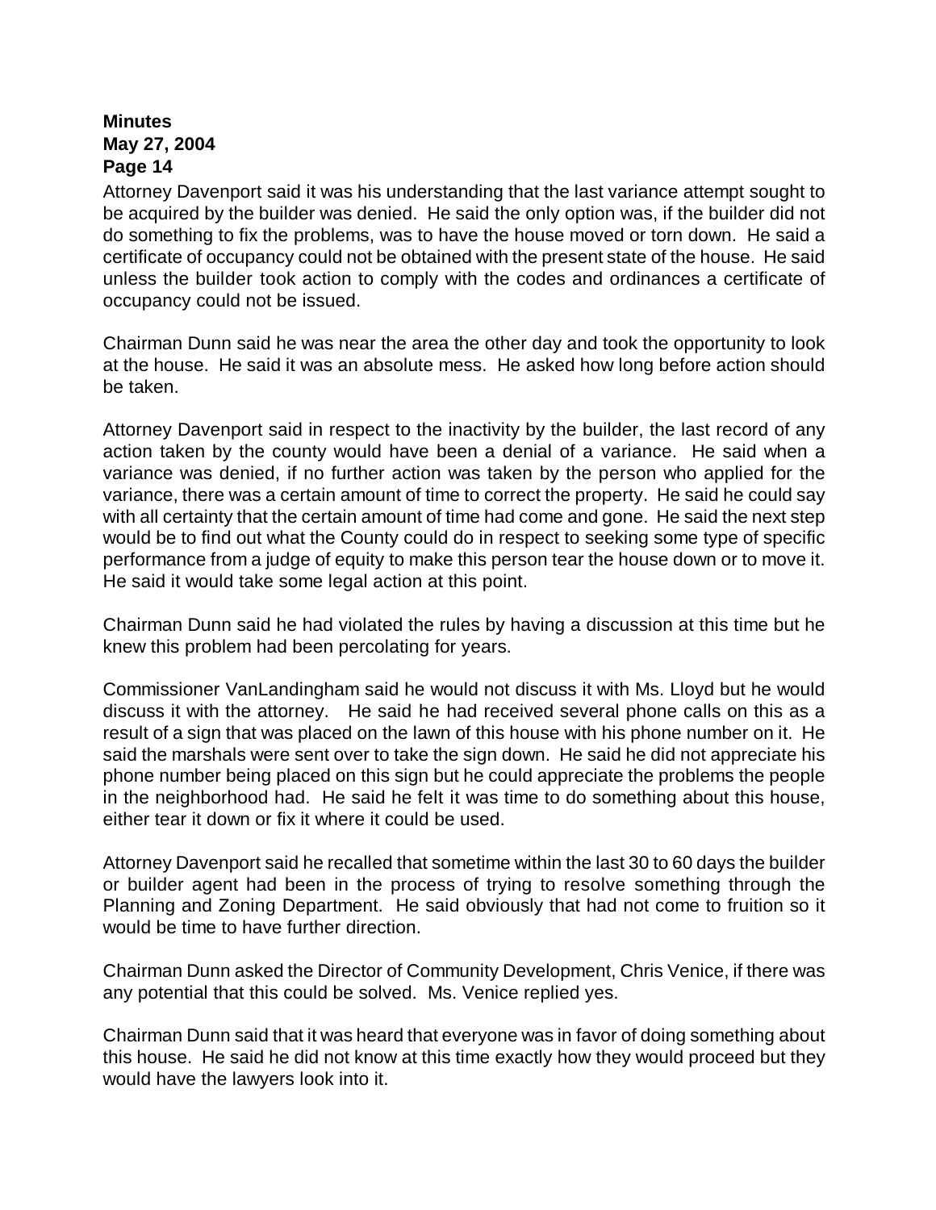Attorney Davenport said it was his understanding that the last variance attempt sought to be acquired by the builder was denied. He said the only option was, if the builder did not do something to fix the problems, was to have the house moved or torn down. He said a certificate of occupancy could not be obtained with the present state of the house. He said unless the builder took action to comply with the codes and ordinances a certificate of occupancy could not be issued.

Chairman Dunn said he was near the area the other day and took the opportunity to look at the house. He said it was an absolute mess. He asked how long before action should be taken.

Attorney Davenport said in respect to the inactivity by the builder, the last record of any action taken by the county would have been a denial of a variance. He said when a variance was denied, if no further action was taken by the person who applied for the variance, there was a certain amount of time to correct the property. He said he could say with all certainty that the certain amount of time had come and gone. He said the next step would be to find out what the County could do in respect to seeking some type of specific performance from a judge of equity to make this person tear the house down or to move it. He said it would take some legal action at this point.

Chairman Dunn said he had violated the rules by having a discussion at this time but he knew this problem had been percolating for years.

Commissioner VanLandingham said he would not discuss it with Ms. Lloyd but he would discuss it with the attorney. He said he had received several phone calls on this as a result of a sign that was placed on the lawn of this house with his phone number on it. He said the marshals were sent over to take the sign down. He said he did not appreciate his phone number being placed on this sign but he could appreciate the problems the people in the neighborhood had. He said he felt it was time to do something about this house, either tear it down or fix it where it could be used.

Attorney Davenport said he recalled that sometime within the last 30 to 60 days the builder or builder agent had been in the process of trying to resolve something through the Planning and Zoning Department. He said obviously that had not come to fruition so it would be time to have further direction.

Chairman Dunn asked the Director of Community Development, Chris Venice, if there was any potential that this could be solved. Ms. Venice replied yes.

Chairman Dunn said that it was heard that everyone was in favor of doing something about this house. He said he did not know at this time exactly how they would proceed but they would have the lawyers look into it.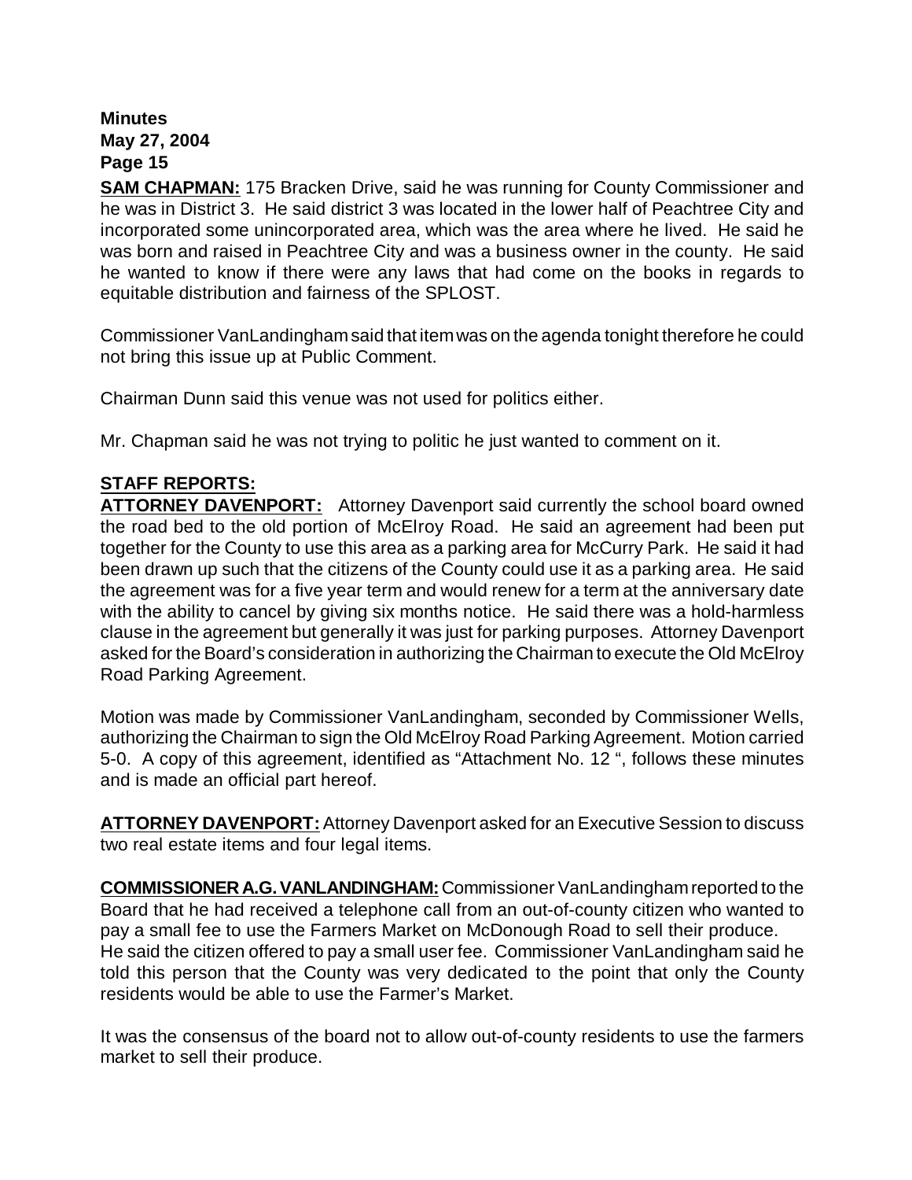**SAM CHAPMAN:** 175 Bracken Drive, said he was running for County Commissioner and he was in District 3. He said district 3 was located in the lower half of Peachtree City and incorporated some unincorporated area, which was the area where he lived. He said he was born and raised in Peachtree City and was a business owner in the county. He said he wanted to know if there were any laws that had come on the books in regards to equitable distribution and fairness of the SPLOST.

Commissioner VanLandingham said that item was on the agenda tonight therefore he could not bring this issue up at Public Comment.

Chairman Dunn said this venue was not used for politics either.

Mr. Chapman said he was not trying to politic he just wanted to comment on it.

**STAFF REPORTS:**

**ATTORNEY DAVENPORT:** Attorney Davenport said currently the school board owned the road bed to the old portion of McElroy Road. He said an agreement had been put together for the County to use this area as a parking area for McCurry Park. He said it had been drawn up such that the citizens of the County could use it as a parking area. He said the agreement was for a five year term and would renew for a term at the anniversary date with the ability to cancel by giving six months notice. He said there was a hold-harmless clause in the agreement but generally it was just for parking purposes. Attorney Davenport asked for the Board's consideration in authorizing the Chairman to execute the Old McElroy Road Parking Agreement.

Motion was made by Commissioner VanLandingham, seconded by Commissioner Wells, authorizing the Chairman to sign the Old McElroy Road Parking Agreement. Motion carried 5-0. A copy of this agreement, identified as "Attachment No. 12 ", follows these minutes and is made an official part hereof.

**ATTORNEY DAVENPORT:** Attorney Davenport asked for an Executive Session to discuss two real estate items and four legal items.

**COMMISSIONER A.G. VANLANDINGHAM:** Commissioner VanLandingham reported to the Board that he had received a telephone call from an out-of-county citizen who wanted to pay a small fee to use the Farmers Market on McDonough Road to sell their produce. He said the citizen offered to pay a small user fee. Commissioner VanLandingham said he told this person that the County was very dedicated to the point that only the County residents would be able to use the Farmer's Market.

It was the consensus of the board not to allow out-of-county residents to use the farmers market to sell their produce.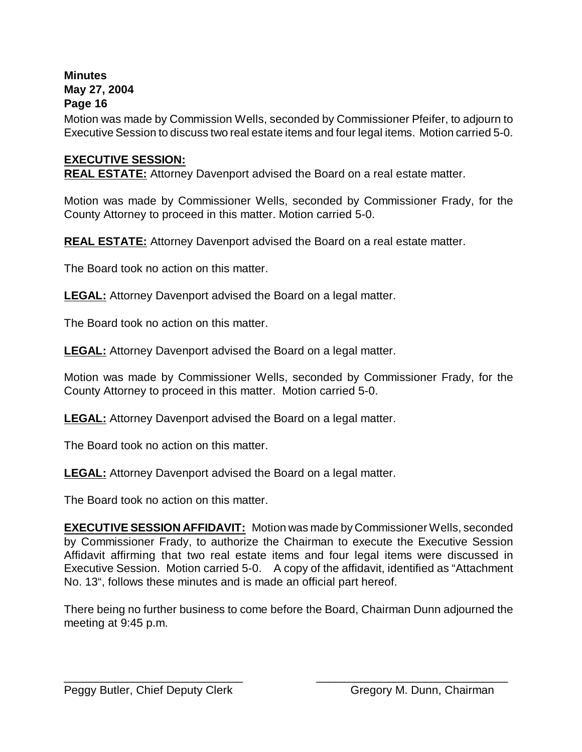Motion was made by Commission Wells, seconded by Commissioner Pfeifer, to adjourn to Executive Session to discuss two real estate items and four legal items. Motion carried 5-0.

**EXECUTIVE SESSION:**

**REAL ESTATE:** Attorney Davenport advised the Board on a real estate matter.

Motion was made by Commissioner Wells, seconded by Commissioner Frady, for the County Attorney to proceed in this matter. Motion carried 5-0.

**REAL ESTATE:** Attorney Davenport advised the Board on a real estate matter.

The Board took no action on this matter.

**LEGAL:** Attorney Davenport advised the Board on a legal matter.

The Board took no action on this matter.

**LEGAL:** Attorney Davenport advised the Board on a legal matter.

Motion was made by Commissioner Wells, seconded by Commissioner Frady, for the County Attorney to proceed in this matter. Motion carried 5-0.

**LEGAL:** Attorney Davenport advised the Board on a legal matter.

The Board took no action on this matter.

**LEGAL:** Attorney Davenport advised the Board on a legal matter.

The Board took no action on this matter.

**EXECUTIVE SESSION AFFIDAVIT:** Motion was made by Commissioner Wells, seconded by Commissioner Frady, to authorize the Chairman to execute the Executive Session Affidavit affirming that two real estate items and four legal items were discussed in Executive Session. Motion carried 5-0. A copy of the affidavit, identified as "Attachment No. 13", follows these minutes and is made an official part hereof.

There being no further business to come before the Board, Chairman Dunn adjourned the meeting at 9:45 p.m.

\_\_\_\_\_\_\_\_\_\_\_\_\_\_\_\_\_\_\_\_\_\_\_\_\_\_\_\_\_\_ &nbsp;&nbsp;&nbsp;&nbsp; \_\_\_\_\_\_\_\_\_\_\_\_\_\_\_\_\_\_\_\_\_\_\_\_\_\_\_\_\_\_

Peggy Butler, Chief Deputy Clerk &nbsp;&nbsp;&nbsp;&nbsp; Gregory M. Dunn, Chairman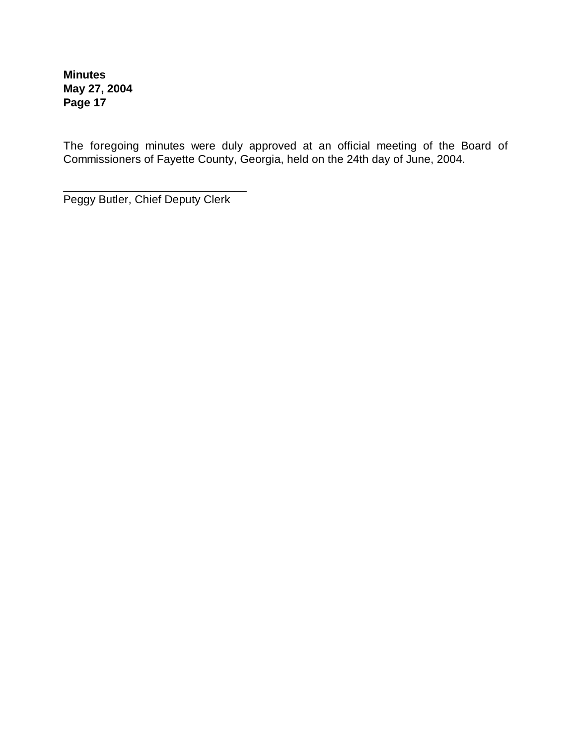The foregoing minutes were duly approved at an official meeting of the Board of Commissioners of Fayette County, Georgia, held on the 24th day of June, 2004.

_____________________________

Peggy Butler, Chief Deputy Clerk